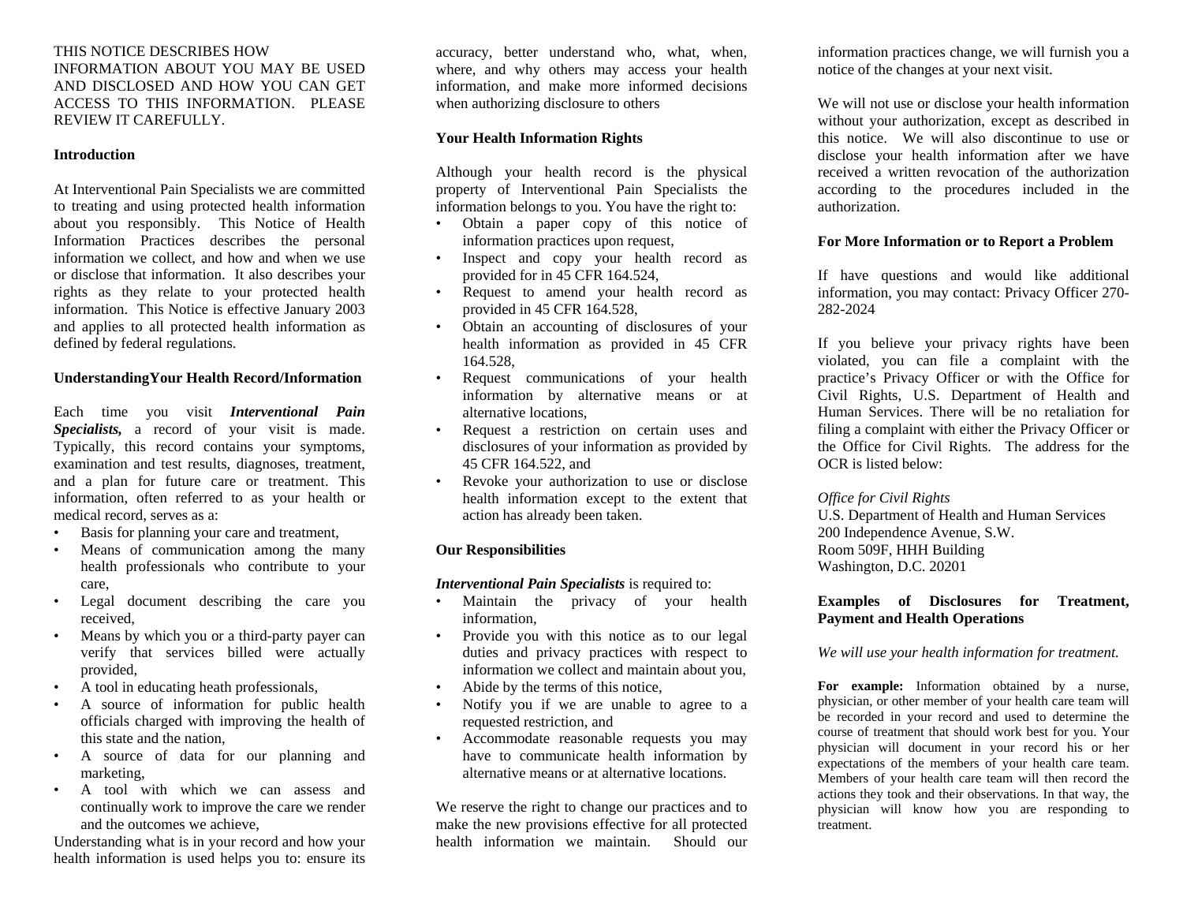THIS NOTICE DESCRIBES HOW INFORMATION ABOUT YOU MAY BE USED AND DISCLOSED AND HOW YOU CAN GET ACCESS TO THIS INFORMATION. PLEASE REVIEW IT CAREFULLY.

**Introduction**

At Interventional Pain Specialists we are committed to treating and using protected health information about you responsibly. This Notice of Health Information Practices describes the personal information we collect, and how and when we use or disclose that information. It also describes your rights as they relate to your protected health information. This Notice is effective January 2003 and applies to all protected health information as defined by federal regulations.

**UnderstandingYour Health Record/Information**

Each time you visit ***Interventional Pain Specialists,*** a record of your visit is made. Typically, this record contains your symptoms, examination and test results, diagnoses, treatment, and a plan for future care or treatment. This information, often referred to as your health or medical record, serves as a:

- Basis for planning your care and treatment,
- Means of communication among the many health professionals who contribute to your care,
- Legal document describing the care you received,
- Means by which you or a third-party payer can verify that services billed were actually provided,
- A tool in educating heath professionals,
- A source of information for public health officials charged with improving the health of this state and the nation,
- A source of data for our planning and marketing,
- A tool with which we can assess and continually work to improve the care we render and the outcomes we achieve,

Understanding what is in your record and how your health information is used helps you to: ensure its accuracy, better understand who, what, when, where, and why others may access your health information, and make more informed decisions when authorizing disclosure to others

**Your Health Information Rights**

Although your health record is the physical property of Interventional Pain Specialists the information belongs to you. You have the right to:

- Obtain a paper copy of this notice of information practices upon request,
- Inspect and copy your health record as provided for in 45 CFR 164.524,
- Request to amend your health record as provided in 45 CFR 164.528,
- Obtain an accounting of disclosures of your health information as provided in 45 CFR 164.528,
- Request communications of your health information by alternative means or at alternative locations,
- Request a restriction on certain uses and disclosures of your information as provided by 45 CFR 164.522, and
- Revoke your authorization to use or disclose health information except to the extent that action has already been taken.

**Our Responsibilities**

***Interventional Pain Specialists*** is required to:

- Maintain the privacy of your health information,
- Provide you with this notice as to our legal duties and privacy practices with respect to information we collect and maintain about you,
- Abide by the terms of this notice,
- Notify you if we are unable to agree to a requested restriction, and
- Accommodate reasonable requests you may have to communicate health information by alternative means or at alternative locations.

We reserve the right to change our practices and to make the new provisions effective for all protected health information we maintain. Should our information practices change, we will furnish you a notice of the changes at your next visit.

We will not use or disclose your health information without your authorization, except as described in this notice. We will also discontinue to use or disclose your health information after we have received a written revocation of the authorization according to the procedures included in the authorization.

**For More Information or to Report a Problem**

If have questions and would like additional information, you may contact: Privacy Officer 270-282-2024

If you believe your privacy rights have been violated, you can file a complaint with the practice's Privacy Officer or with the Office for Civil Rights, U.S. Department of Health and Human Services. There will be no retaliation for filing a complaint with either the Privacy Officer or the Office for Civil Rights. The address for the OCR is listed below:

*Office for Civil Rights*
U.S. Department of Health and Human Services
200 Independence Avenue, S.W.
Room 509F, HHH Building
Washington, D.C. 20201

**Examples of Disclosures for Treatment, Payment and Health Operations**

*We will use your health information for treatment.*

**For example:** Information obtained by a nurse, physician, or other member of your health care team will be recorded in your record and used to determine the course of treatment that should work best for you. Your physician will document in your record his or her expectations of the members of your health care team. Members of your health care team will then record the actions they took and their observations. In that way, the physician will know how you are responding to treatment.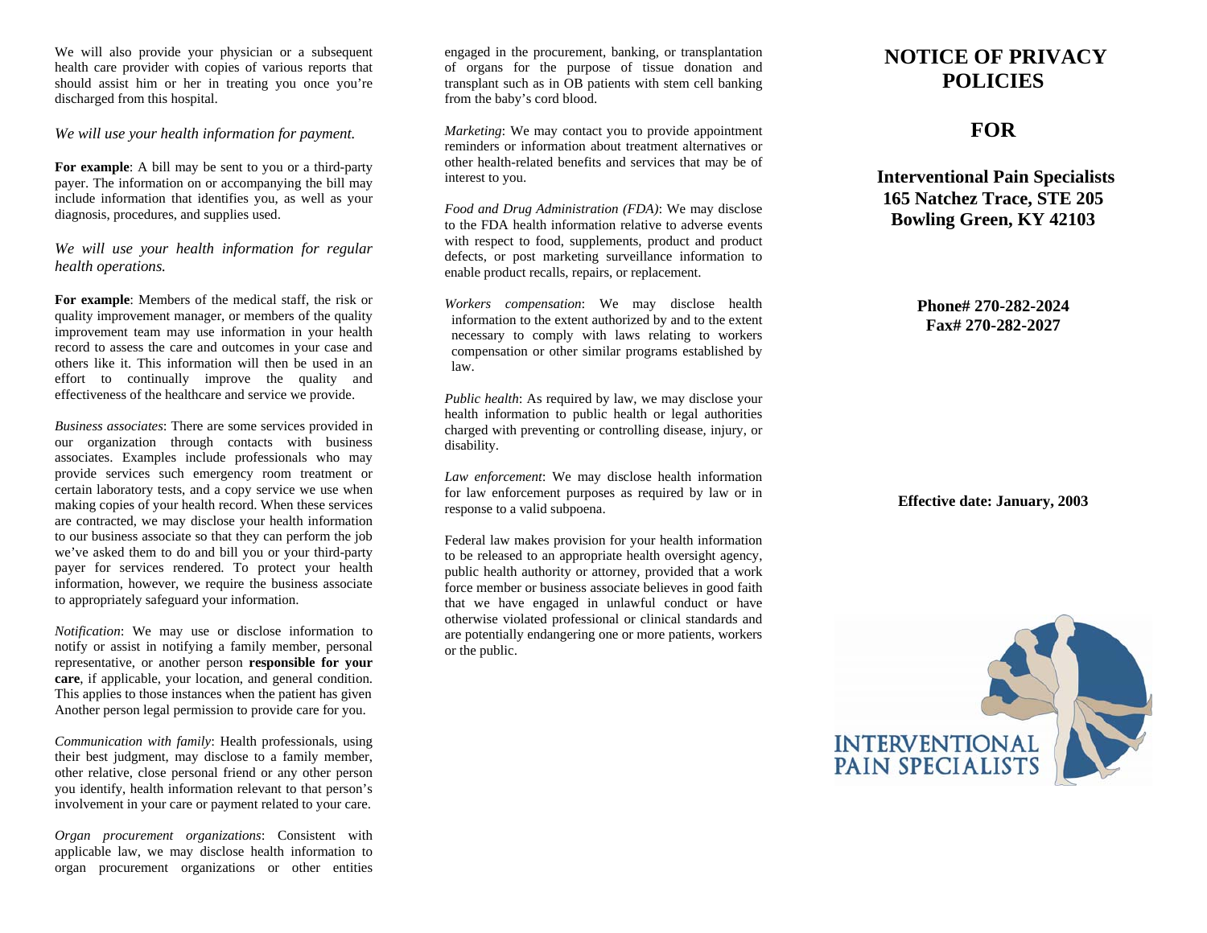We will also provide your physician or a subsequent health care provider with copies of various reports that should assist him or her in treating you once you're discharged from this hospital.

*We will use your health information for payment.*

**For example**: A bill may be sent to you or a third-party payer. The information on or accompanying the bill may include information that identifies you, as well as your diagnosis, procedures, and supplies used.

*We will use your health information for regular health operations.*

**For example**: Members of the medical staff, the risk or quality improvement manager, or members of the quality improvement team may use information in your health record to assess the care and outcomes in your case and others like it. This information will then be used in an effort to continually improve the quality and effectiveness of the healthcare and service we provide.

*Business associates*: There are some services provided in our organization through contacts with business associates. Examples include professionals who may provide services such emergency room treatment or certain laboratory tests, and a copy service we use when making copies of your health record. When these services are contracted, we may disclose your health information to our business associate so that they can perform the job we've asked them to do and bill you or your third-party payer for services rendered. To protect your health information, however, we require the business associate to appropriately safeguard your information.

*Notification*: We may use or disclose information to notify or assist in notifying a family member, personal representative, or another person **responsible for your care**, if applicable, your location, and general condition. This applies to those instances when the patient has given Another person legal permission to provide care for you.

*Communication with family*: Health professionals, using their best judgment, may disclose to a family member, other relative, close personal friend or any other person you identify, health information relevant to that person's involvement in your care or payment related to your care.

*Organ procurement organizations*: Consistent with applicable law, we may disclose health information to organ procurement organizations or other entities engaged in the procurement, banking, or transplantation of organs for the purpose of tissue donation and transplant such as in OB patients with stem cell banking from the baby's cord blood.

*Marketing*: We may contact you to provide appointment reminders or information about treatment alternatives or other health-related benefits and services that may be of interest to you.

*Food and Drug Administration (FDA)*: We may disclose to the FDA health information relative to adverse events with respect to food, supplements, product and product defects, or post marketing surveillance information to enable product recalls, repairs, or replacement.

*Workers compensation*: We may disclose health information to the extent authorized by and to the extent necessary to comply with laws relating to workers compensation or other similar programs established by law.

*Public health*: As required by law, we may disclose your health information to public health or legal authorities charged with preventing or controlling disease, injury, or disability.

*Law enforcement*: We may disclose health information for law enforcement purposes as required by law or in response to a valid subpoena.

Federal law makes provision for your health information to be released to an appropriate health oversight agency, public health authority or attorney, provided that a work force member or business associate believes in good faith that we have engaged in unlawful conduct or have otherwise violated professional or clinical standards and are potentially endangering one or more patients, workers or the public.

# NOTICE OF PRIVACY POLICIES

# FOR

## Interventional Pain Specialists
## 165 Natchez Trace, STE 205
## Bowling Green, KY 42103

**Phone# 270-282-2024**
**Fax# 270-282-2027**

**Effective date: January, 2003**

INTERVENTIONAL PAIN SPECIALISTS